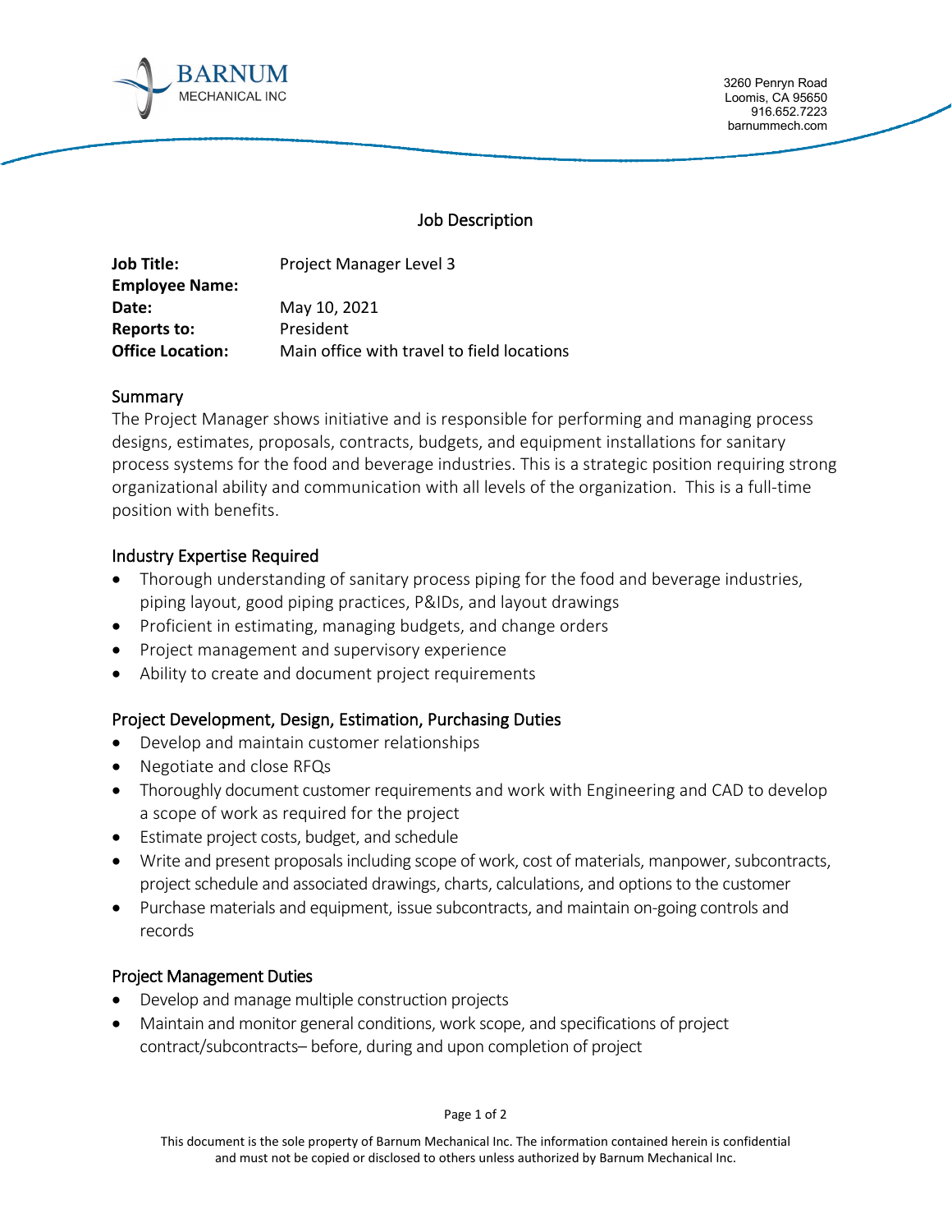BARNUM MECHANICAL INC

3260 Penryn Road
Loomis, CA 95650
916.652.7223
barnummech.com

# Job Description

**Job Title:** Project Manager Level 3
**Employee Name:**
**Date:** May 10, 2021
**Reports to:** President
**Office Location:** Main office with travel to field locations

## Summary

The Project Manager shows initiative and is responsible for performing and managing process designs, estimates, proposals, contracts, budgets, and equipment installations for sanitary process systems for the food and beverage industries. This is a strategic position requiring strong organizational ability and communication with all levels of the organization. This is a full-time position with benefits.

## Industry Expertise Required

- Thorough understanding of sanitary process piping for the food and beverage industries, piping layout, good piping practices, P&IDs, and layout drawings
- Proficient in estimating, managing budgets, and change orders
- Project management and supervisory experience
- Ability to create and document project requirements

## Project Development, Design, Estimation, Purchasing Duties

- Develop and maintain customer relationships
- Negotiate and close RFQs
- Thoroughly document customer requirements and work with Engineering and CAD to develop a scope of work as required for the project
- Estimate project costs, budget, and schedule
- Write and present proposals including scope of work, cost of materials, manpower, subcontracts, project schedule and associated drawings, charts, calculations, and options to the customer
- Purchase materials and equipment, issue subcontracts, and maintain on-going controls and records

## Project Management Duties

- Develop and manage multiple construction projects
- Maintain and monitor general conditions, work scope, and specifications of project contract/subcontracts– before, during and upon completion of project

This document is the sole property of Barnum Mechanical Inc. The information contained herein is confidential and must not be copied or disclosed to others unless authorized by Barnum Mechanical Inc.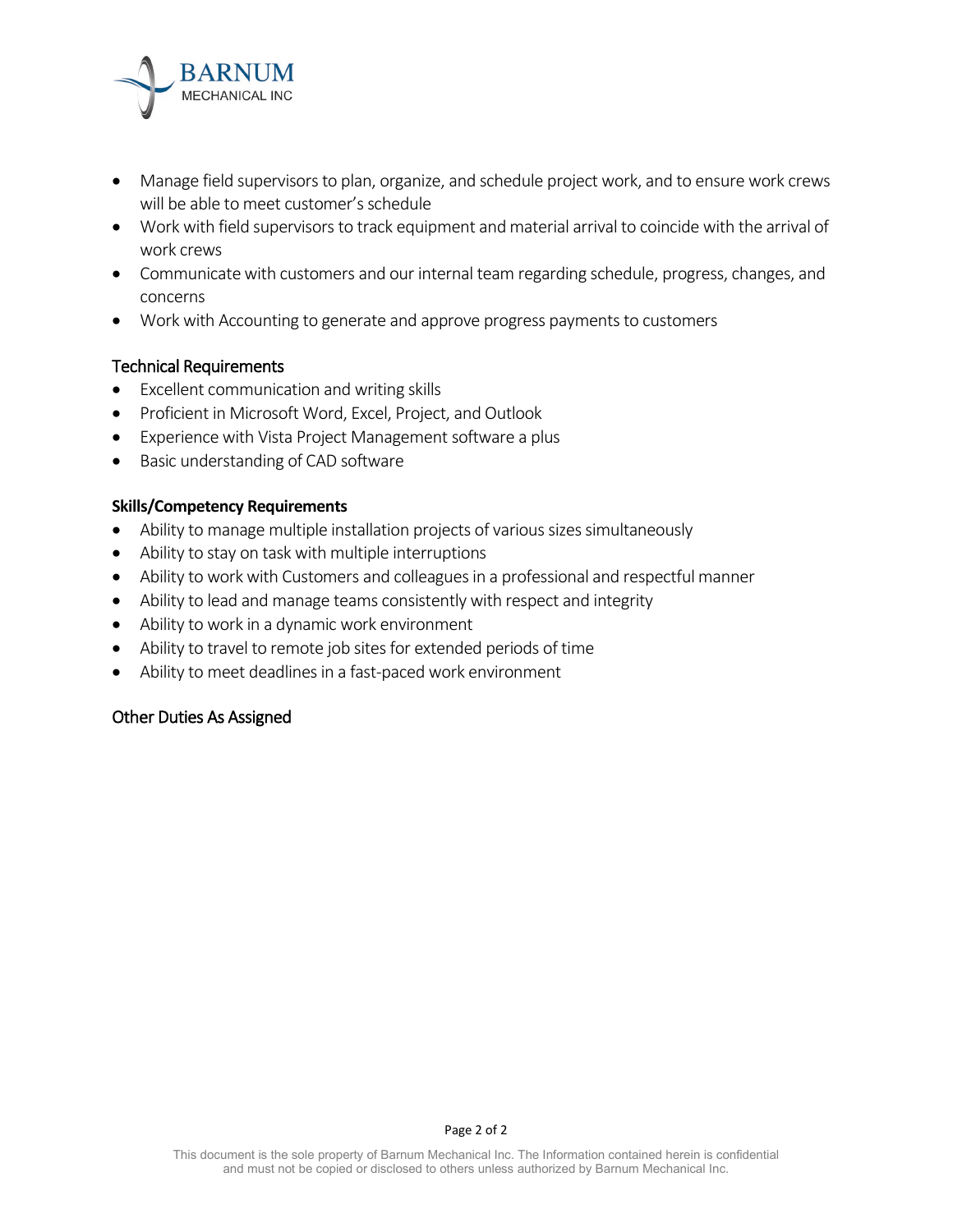- Manage field supervisors to plan, organize, and schedule project work, and to ensure work crews will be able to meet customer's schedule
- Work with field supervisors to track equipment and material arrival to coincide with the arrival of work crews
- Communicate with customers and our internal team regarding schedule, progress, changes, and concerns
- Work with Accounting to generate and approve progress payments to customers

## Technical Requirements

- Excellent communication and writing skills
- Proficient in Microsoft Word, Excel, Project, and Outlook
- Experience with Vista Project Management software a plus
- Basic understanding of CAD software

**Skills/Competency Requirements**

- Ability to manage multiple installation projects of various sizes simultaneously
- Ability to stay on task with multiple interruptions
- Ability to work with Customers and colleagues in a professional and respectful manner
- Ability to lead and manage teams consistently with respect and integrity
- Ability to work in a dynamic work environment
- Ability to travel to remote job sites for extended periods of time
- Ability to meet deadlines in a fast-paced work environment

## Other Duties As Assigned